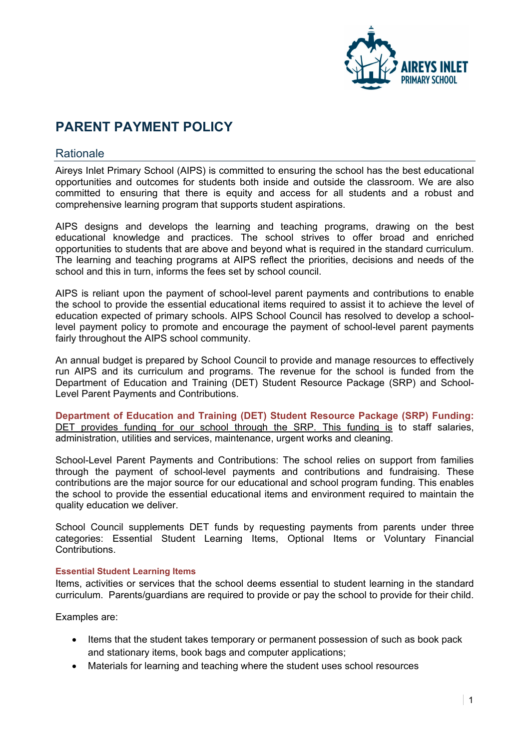# PARENT PAYMENT POLICY

## Rationale

Aireys Inlet Primary School (AIPS) is committed to ensuring the school has the best educational opportunities and outcomes for students both inside and outside the classroom. We are also committed to ensuring that there is equity and access for all students and a robust and comprehensive learning program that supports student aspirations.

AIPS designs and develops the learning and teaching programs, drawing on the best educational knowledge and practices. The school strives to offer broad and enriched opportunities to students that are above and beyond what is required in the standard curriculum. The learning and teaching programs at AIPS reflect the priorities, decisions and needs of the school and this in turn, informs the fees set by school council.

AIPS is reliant upon the payment of school-level parent payments and contributions to enable the school to provide the essential educational items required to assist it to achieve the level of education expected of primary schools. AIPS School Council has resolved to develop a school-level payment policy to promote and encourage the payment of school-level parent payments fairly throughout the AIPS school community.

An annual budget is prepared by School Council to provide and manage resources to effectively run AIPS and its curriculum and programs. The revenue for the school is funded from the Department of Education and Training (DET) Student Resource Package (SRP) and School-Level Parent Payments and Contributions.

**Department of Education and Training (DET) Student Resource Package (SRP) Funding:** DET provides funding for our school through the SRP. This funding is to staff salaries, administration, utilities and services, maintenance, urgent works and cleaning.

School-Level Parent Payments and Contributions: The school relies on support from families through the payment of school-level payments and contributions and fundraising. These contributions are the major source for our educational and school program funding. This enables the school to provide the essential educational items and environment required to maintain the quality education we deliver.

School Council supplements DET funds by requesting payments from parents under three categories: Essential Student Learning Items, Optional Items or Voluntary Financial Contributions.

#### Essential Student Learning Items

Items, activities or services that the school deems essential to student learning in the standard curriculum. Parents/guardians are required to provide or pay the school to provide for their child.

Examples are:

- Items that the student takes temporary or permanent possession of such as book pack and stationary items, book bags and computer applications;
- Materials for learning and teaching where the student uses school resources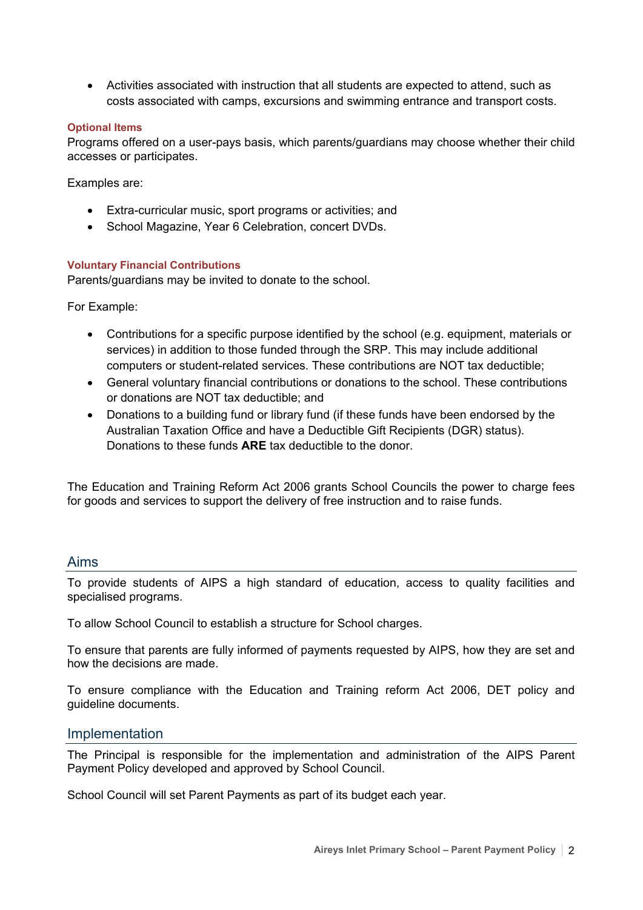- Activities associated with instruction that all students are expected to attend, such as costs associated with camps, excursions and swimming entrance and transport costs.

### Optional Items

Programs offered on a user-pays basis, which parents/guardians may choose whether their child accesses or participates.

Examples are:

- Extra-curricular music, sport programs or activities; and
- School Magazine, Year 6 Celebration, concert DVDs.

### Voluntary Financial Contributions

Parents/guardians may be invited to donate to the school.

For Example:

- Contributions for a specific purpose identified by the school (e.g. equipment, materials or services) in addition to those funded through the SRP. This may include additional computers or student-related services. These contributions are NOT tax deductible;
- General voluntary financial contributions or donations to the school. These contributions or donations are NOT tax deductible; and
- Donations to a building fund or library fund (if these funds have been endorsed by the Australian Taxation Office and have a Deductible Gift Recipients (DGR) status). Donations to these funds **ARE** tax deductible to the donor.

The Education and Training Reform Act 2006 grants School Councils the power to charge fees for goods and services to support the delivery of free instruction and to raise funds.

## Aims

To provide students of AIPS a high standard of education, access to quality facilities and specialised programs.

To allow School Council to establish a structure for School charges.

To ensure that parents are fully informed of payments requested by AIPS, how they are set and how the decisions are made.

To ensure compliance with the Education and Training reform Act 2006, DET policy and guideline documents.

## Implementation

The Principal is responsible for the implementation and administration of the AIPS Parent Payment Policy developed and approved by School Council.

School Council will set Parent Payments as part of its budget each year.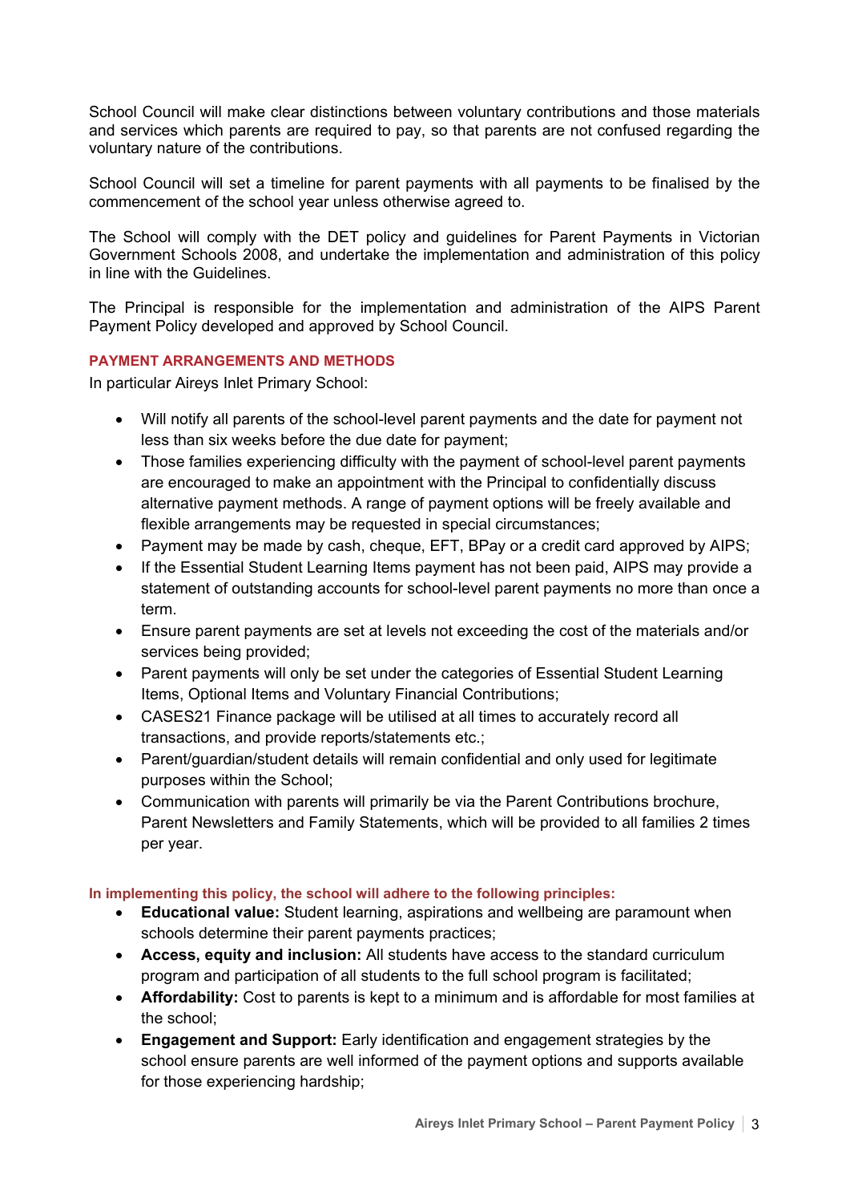School Council will make clear distinctions between voluntary contributions and those materials and services which parents are required to pay, so that parents are not confused regarding the voluntary nature of the contributions.

School Council will set a timeline for parent payments with all payments to be finalised by the commencement of the school year unless otherwise agreed to.

The School will comply with the DET policy and guidelines for Parent Payments in Victorian Government Schools 2008, and undertake the implementation and administration of this policy in line with the Guidelines.

The Principal is responsible for the implementation and administration of the AIPS Parent Payment Policy developed and approved by School Council.

## PAYMENT ARRANGEMENTS AND METHODS

In particular Aireys Inlet Primary School:

- Will notify all parents of the school-level parent payments and the date for payment not less than six weeks before the due date for payment;
- Those families experiencing difficulty with the payment of school-level parent payments are encouraged to make an appointment with the Principal to confidentially discuss alternative payment methods. A range of payment options will be freely available and flexible arrangements may be requested in special circumstances;
- Payment may be made by cash, cheque, EFT, BPay or a credit card approved by AIPS;
- If the Essential Student Learning Items payment has not been paid, AIPS may provide a statement of outstanding accounts for school-level parent payments no more than once a term.
- Ensure parent payments are set at levels not exceeding the cost of the materials and/or services being provided;
- Parent payments will only be set under the categories of Essential Student Learning Items, Optional Items and Voluntary Financial Contributions;
- CASES21 Finance package will be utilised at all times to accurately record all transactions, and provide reports/statements etc.;
- Parent/guardian/student details will remain confidential and only used for legitimate purposes within the School;
- Communication with parents will primarily be via the Parent Contributions brochure, Parent Newsletters and Family Statements, which will be provided to all families 2 times per year.

### In implementing this policy, the school will adhere to the following principles:

- **Educational value:** Student learning, aspirations and wellbeing are paramount when schools determine their parent payments practices;
- **Access, equity and inclusion:** All students have access to the standard curriculum program and participation of all students to the full school program is facilitated;
- **Affordability:** Cost to parents is kept to a minimum and is affordable for most families at the school;
- **Engagement and Support:** Early identification and engagement strategies by the school ensure parents are well informed of the payment options and supports available for those experiencing hardship;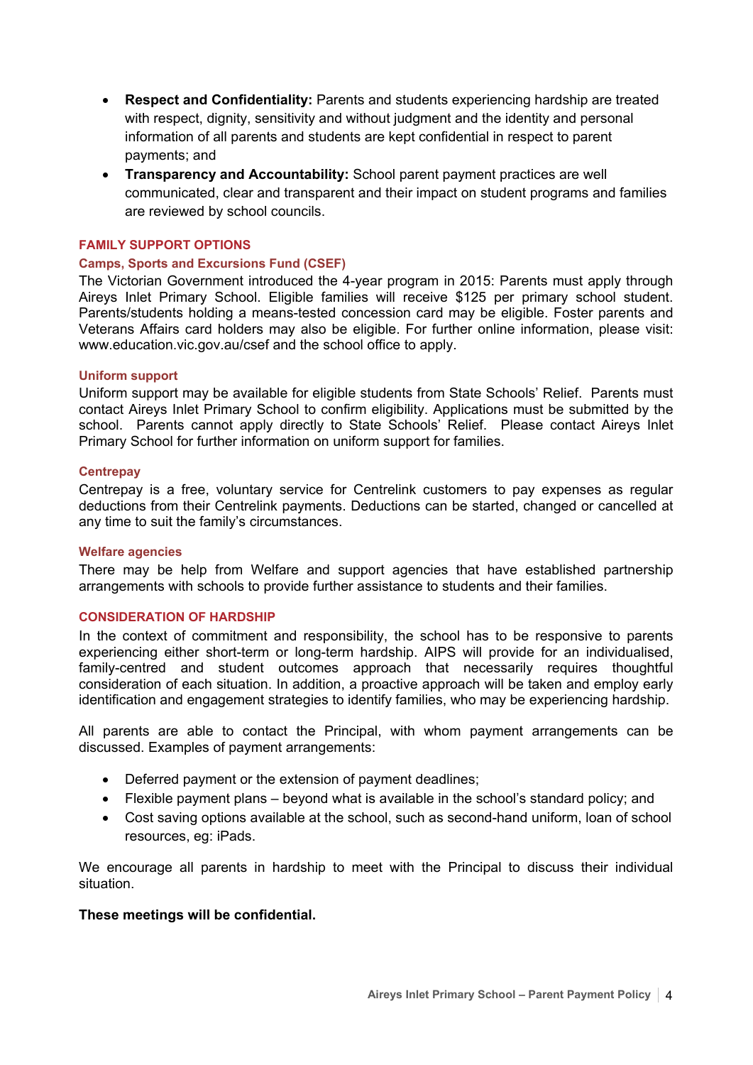- **Respect and Confidentiality:** Parents and students experiencing hardship are treated with respect, dignity, sensitivity and without judgment and the identity and personal information of all parents and students are kept confidential in respect to parent payments; and
- **Transparency and Accountability:** School parent payment practices are well communicated, clear and transparent and their impact on student programs and families are reviewed by school councils.

## FAMILY SUPPORT OPTIONS

### Camps, Sports and Excursions Fund (CSEF)

The Victorian Government introduced the 4-year program in 2015: Parents must apply through Aireys Inlet Primary School. Eligible families will receive $125 per primary school student. Parents/students holding a means-tested concession card may be eligible. Foster parents and Veterans Affairs card holders may also be eligible. For further online information, please visit: www.education.vic.gov.au/csef and the school office to apply.

### Uniform support

Uniform support may be available for eligible students from State Schools' Relief. Parents must contact Aireys Inlet Primary School to confirm eligibility. Applications must be submitted by the school. Parents cannot apply directly to State Schools' Relief. Please contact Aireys Inlet Primary School for further information on uniform support for families.

### Centrepay

Centrepay is a free, voluntary service for Centrelink customers to pay expenses as regular deductions from their Centrelink payments. Deductions can be started, changed or cancelled at any time to suit the family's circumstances.

### Welfare agencies

There may be help from Welfare and support agencies that have established partnership arrangements with schools to provide further assistance to students and their families.

## CONSIDERATION OF HARDSHIP

In the context of commitment and responsibility, the school has to be responsive to parents experiencing either short-term or long-term hardship. AIPS will provide for an individualised, family-centred and student outcomes approach that necessarily requires thoughtful consideration of each situation. In addition, a proactive approach will be taken and employ early identification and engagement strategies to identify families, who may be experiencing hardship.

All parents are able to contact the Principal, with whom payment arrangements can be discussed. Examples of payment arrangements:

- Deferred payment or the extension of payment deadlines;
- Flexible payment plans – beyond what is available in the school's standard policy; and
- Cost saving options available at the school, such as second-hand uniform, loan of school resources, eg: iPads.

We encourage all parents in hardship to meet with the Principal to discuss their individual situation.

**These meetings will be confidential.**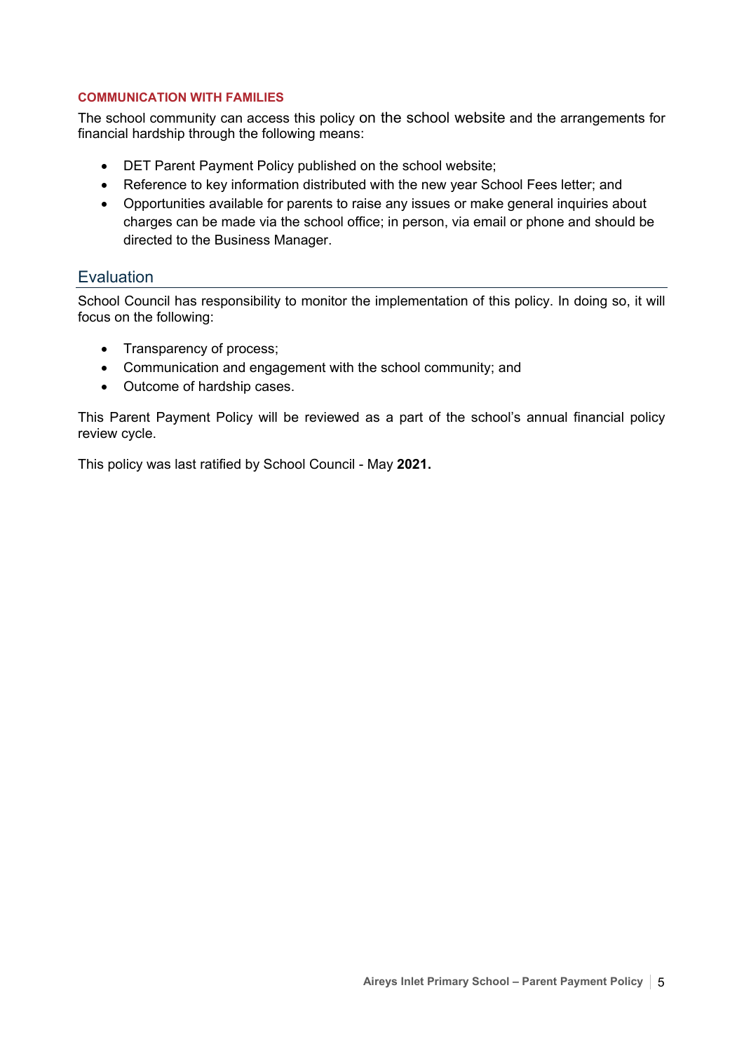### COMMUNICATION WITH FAMILIES

The school community can access this policy on the school website and the arrangements for financial hardship through the following means:

- DET Parent Payment Policy published on the school website;
- Reference to key information distributed with the new year School Fees letter; and
- Opportunities available for parents to raise any issues or make general inquiries about charges can be made via the school office; in person, via email or phone and should be directed to the Business Manager.

## Evaluation

School Council has responsibility to monitor the implementation of this policy. In doing so, it will focus on the following:

- Transparency of process;
- Communication and engagement with the school community; and
- Outcome of hardship cases.

This Parent Payment Policy will be reviewed as a part of the school's annual financial policy review cycle.

This policy was last ratified by School Council - May **2021.**